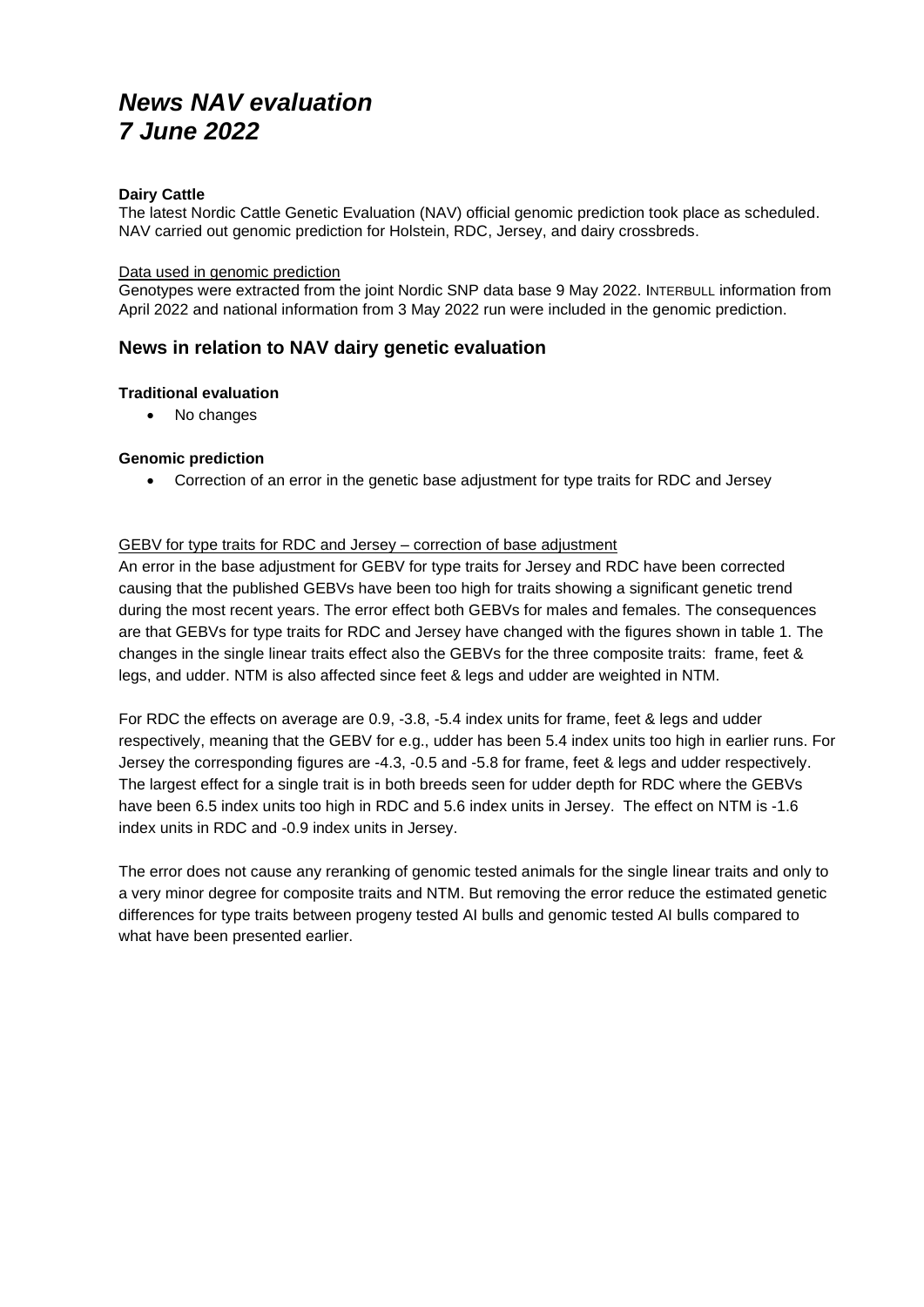# *News NAV evaluation*
# *7 June 2022*

**Dairy Cattle**

The latest Nordic Cattle Genetic Evaluation (NAV) official genomic prediction took place as scheduled. NAV carried out genomic prediction for Holstein, RDC, Jersey, and dairy crossbreds.

Data used in genomic prediction

Genotypes were extracted from the joint Nordic SNP data base 9 May 2022. INTERBULL information from April 2022 and national information from 3 May 2022 run were included in the genomic prediction.

## News in relation to NAV dairy genetic evaluation

**Traditional evaluation**

- No changes

**Genomic prediction**

- Correction of an error in the genetic base adjustment for type traits for RDC and Jersey

GEBV for type traits for RDC and Jersey – correction of base adjustment

An error in the base adjustment for GEBV for type traits for Jersey and RDC have been corrected causing that the published GEBVs have been too high for traits showing a significant genetic trend during the most recent years. The error effect both GEBVs for males and females. The consequences are that GEBVs for type traits for RDC and Jersey have changed with the figures shown in table 1. The changes in the single linear traits effect also the GEBVs for the three composite traits: frame, feet & legs, and udder. NTM is also affected since feet & legs and udder are weighted in NTM.

For RDC the effects on average are 0.9, -3.8, -5.4 index units for frame, feet & legs and udder respectively, meaning that the GEBV for e.g., udder has been 5.4 index units too high in earlier runs. For Jersey the corresponding figures are -4.3, -0.5 and -5.8 for frame, feet & legs and udder respectively. The largest effect for a single trait is in both breeds seen for udder depth for RDC where the GEBVs have been 6.5 index units too high in RDC and 5.6 index units in Jersey. The effect on NTM is -1.6 index units in RDC and -0.9 index units in Jersey.

The error does not cause any reranking of genomic tested animals for the single linear traits and only to a very minor degree for composite traits and NTM. But removing the error reduce the estimated genetic differences for type traits between progeny tested AI bulls and genomic tested AI bulls compared to what have been presented earlier.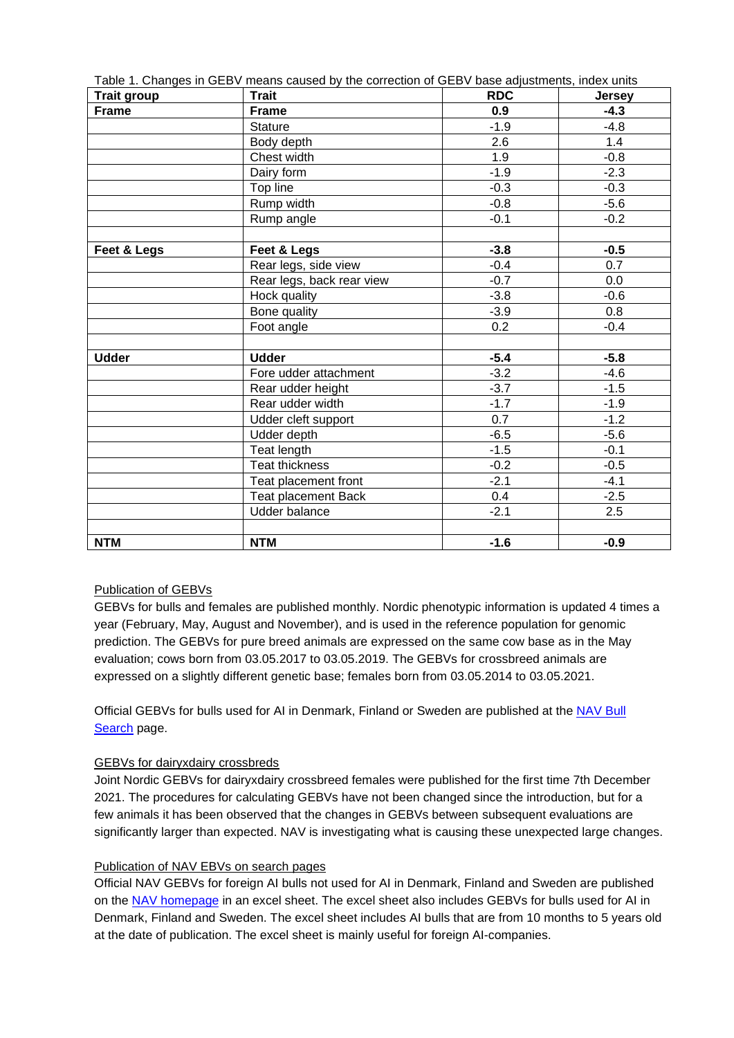Table 1. Changes in GEBV means caused by the correction of GEBV base adjustments, index units

| Trait group | Trait | RDC | Jersey |
|---|---|---|---|
| **Frame** | **Frame** | **0.9** | **-4.3** |
| | Stature | -1.9 | -4.8 |
| | Body depth | 2.6 | 1.4 |
| | Chest width | 1.9 | -0.8 |
| | Dairy form | -1.9 | -2.3 |
| | Top line | -0.3 | -0.3 |
| | Rump width | -0.8 | -5.6 |
| | Rump angle | -0.1 | -0.2 |
| | | | |
| **Feet & Legs** | **Feet & Legs** | **-3.8** | **-0.5** |
| | Rear legs, side view | -0.4 | 0.7 |
| | Rear legs, back rear view | -0.7 | 0.0 |
| | Hock quality | -3.8 | -0.6 |
| | Bone quality | -3.9 | 0.8 |
| | Foot angle | 0.2 | -0.4 |
| | | | |
| **Udder** | **Udder** | **-5.4** | **-5.8** |
| | Fore udder attachment | -3.2 | -4.6 |
| | Rear udder height | -3.7 | -1.5 |
| | Rear udder width | -1.7 | -1.9 |
| | Udder cleft support | 0.7 | -1.2 |
| | Udder depth | -6.5 | -5.6 |
| | Teat length | -1.5 | -0.1 |
| | Teat thickness | -0.2 | -0.5 |
| | Teat placement front | -2.1 | -4.1 |
| | Teat placement Back | 0.4 | -2.5 |
| | Udder balance | -2.1 | 2.5 |
| | | | |
| **NTM** | **NTM** | **-1.6** | **-0.9** |

## Publication of GEBVs

GEBVs for bulls and females are published monthly. Nordic phenotypic information is updated 4 times a year (February, May, August and November), and is used in the reference population for genomic prediction. The GEBVs for pure breed animals are expressed on the same cow base as in the May evaluation; cows born from 03.05.2017 to 03.05.2019. The GEBVs for crossbreed animals are expressed on a slightly different genetic base; females born from 03.05.2014 to 03.05.2021.

Official GEBVs for bulls used for AI in Denmark, Finland or Sweden are published at the NAV Bull Search page.

## GEBVs for dairyxdairy crossbreds

Joint Nordic GEBVs for dairyxdairy crossbreed females were published for the first time 7th December 2021. The procedures for calculating GEBVs have not been changed since the introduction, but for a few animals it has been observed that the changes in GEBVs between subsequent evaluations are significantly larger than expected. NAV is investigating what is causing these unexpected large changes.

## Publication of NAV EBVs on search pages

Official NAV GEBVs for foreign AI bulls not used for AI in Denmark, Finland and Sweden are published on the NAV homepage in an excel sheet. The excel sheet also includes GEBVs for bulls used for AI in Denmark, Finland and Sweden. The excel sheet includes AI bulls that are from 10 months to 5 years old at the date of publication. The excel sheet is mainly useful for foreign AI-companies.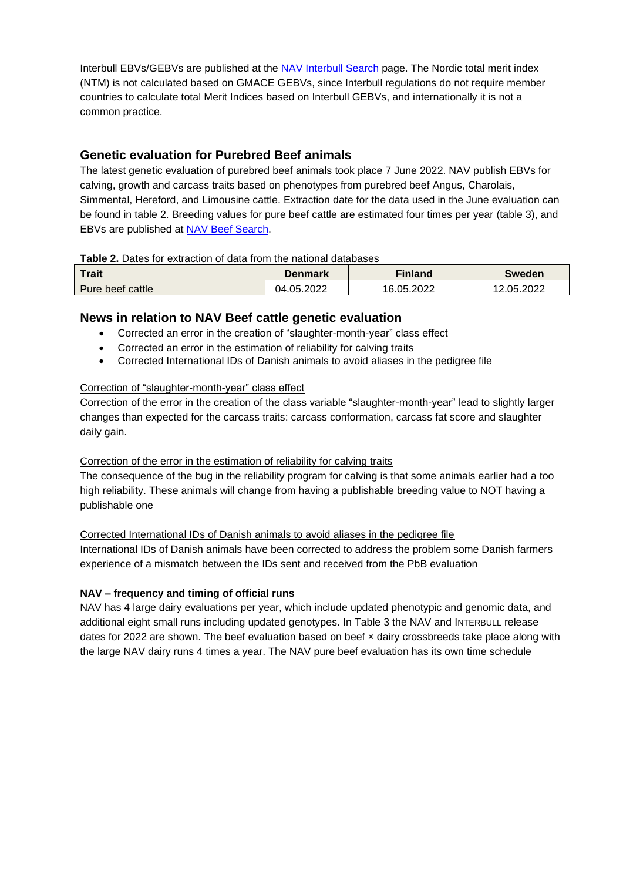Interbull EBVs/GEBVs are published at the [NAV Interbull Search](#) page. The Nordic total merit index (NTM) is not calculated based on GMACE GEBVs, since Interbull regulations do not require member countries to calculate total Merit Indices based on Interbull GEBVs, and internationally it is not a common practice.

## Genetic evaluation for Purebred Beef animals

The latest genetic evaluation of purebred beef animals took place 7 June 2022. NAV publish EBVs for calving, growth and carcass traits based on phenotypes from purebred beef Angus, Charolais, Simmental, Hereford, and Limousine cattle. Extraction date for the data used in the June evaluation can be found in table 2. Breeding values for pure beef cattle are estimated four times per year (table 3), and EBVs are published at [NAV Beef Search](#).

**Table 2.** Dates for extraction of data from the national databases

| Trait | Denmark | Finland | Sweden |
|---|---|---|---|
| Pure beef cattle | 04.05.2022 | 16.05.2022 | 12.05.2022 |

## News in relation to NAV Beef cattle genetic evaluation

- Corrected an error in the creation of "slaughter-month-year" class effect
- Corrected an error in the estimation of reliability for calving traits
- Corrected International IDs of Danish animals to avoid aliases in the pedigree file

Correction of "slaughter-month-year" class effect

Correction of the error in the creation of the class variable "slaughter-month-year" lead to slightly larger changes than expected for the carcass traits: carcass conformation, carcass fat score and slaughter daily gain.

Correction of the error in the estimation of reliability for calving traits

The consequence of the bug in the reliability program for calving is that some animals earlier had a too high reliability. These animals will change from having a publishable breeding value to NOT having a publishable one

Corrected International IDs of Danish animals to avoid aliases in the pedigree file

International IDs of Danish animals have been corrected to address the problem some Danish farmers experience of a mismatch between the IDs sent and received from the PbB evaluation

**NAV – frequency and timing of official runs**

NAV has 4 large dairy evaluations per year, which include updated phenotypic and genomic data, and additional eight small runs including updated genotypes. In Table 3 the NAV and INTERBULL release dates for 2022 are shown. The beef evaluation based on beef × dairy crossbreeds take place along with the large NAV dairy runs 4 times a year. The NAV pure beef evaluation has its own time schedule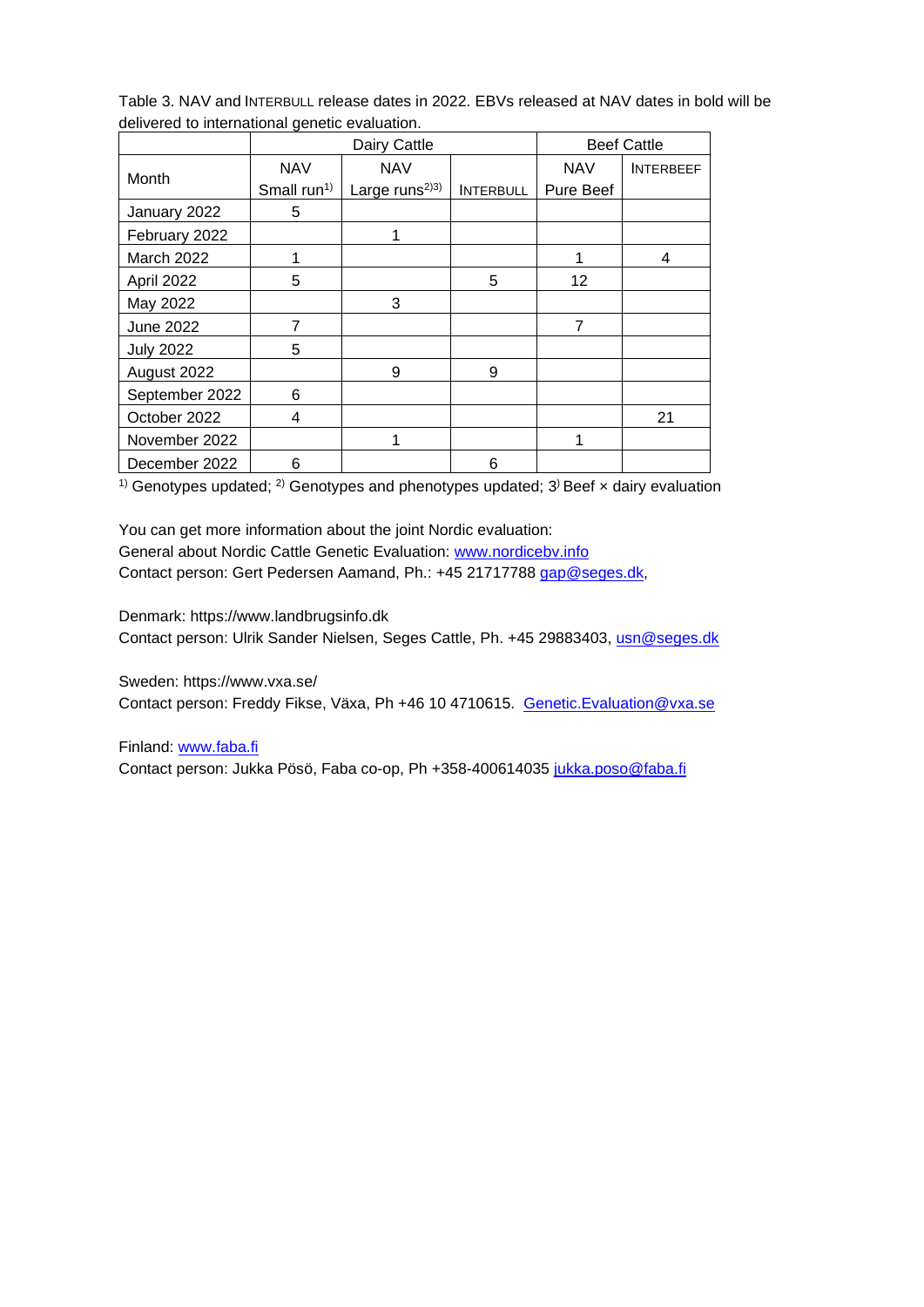Table 3. NAV and INTERBULL release dates in 2022. EBVs released at NAV dates in bold will be delivered to international genetic evaluation.

| | Dairy Cattle | | | Beef Cattle | |
|---|---|---|---|---|---|
| Month | NAV Small run[1)] | NAV Large runs[2)3)] | INTERBULL | NAV Pure Beef | INTERBEEF |
| January 2022 | 5 | | | | |
| February 2022 | | 1 | | | |
| March 2022 | 1 | | | 1 | 4 |
| April 2022 | 5 | | 5 | 12 | |
| May 2022 | | 3 | | | |
| June 2022 | 7 | | | 7 | |
| July 2022 | 5 | | | | |
| August 2022 | | 9 | 9 | | |
| September 2022 | 6 | | | | |
| October 2022 | 4 | | | | 21 |
| November 2022 | | 1 | | 1 | |
| December 2022 | 6 | | 6 | | |

[1)] Genotypes updated; [2)] Genotypes and phenotypes updated; 3) Beef × dairy evaluation

You can get more information about the joint Nordic evaluation:
General about Nordic Cattle Genetic Evaluation: www.nordicebv.info
Contact person: Gert Pedersen Aamand, Ph.: +45 21717788 gap@seges.dk,

Denmark: https://www.landbrugsinfo.dk
Contact person: Ulrik Sander Nielsen, Seges Cattle, Ph. +45 29883403, usn@seges.dk

Sweden: https://www.vxa.se/
Contact person: Freddy Fikse, Växa, Ph +46 10 4710615. Genetic.Evaluation@vxa.se

Finland: www.faba.fi
Contact person: Jukka Pösö, Faba co-op, Ph +358-400614035 jukka.poso@faba.fi